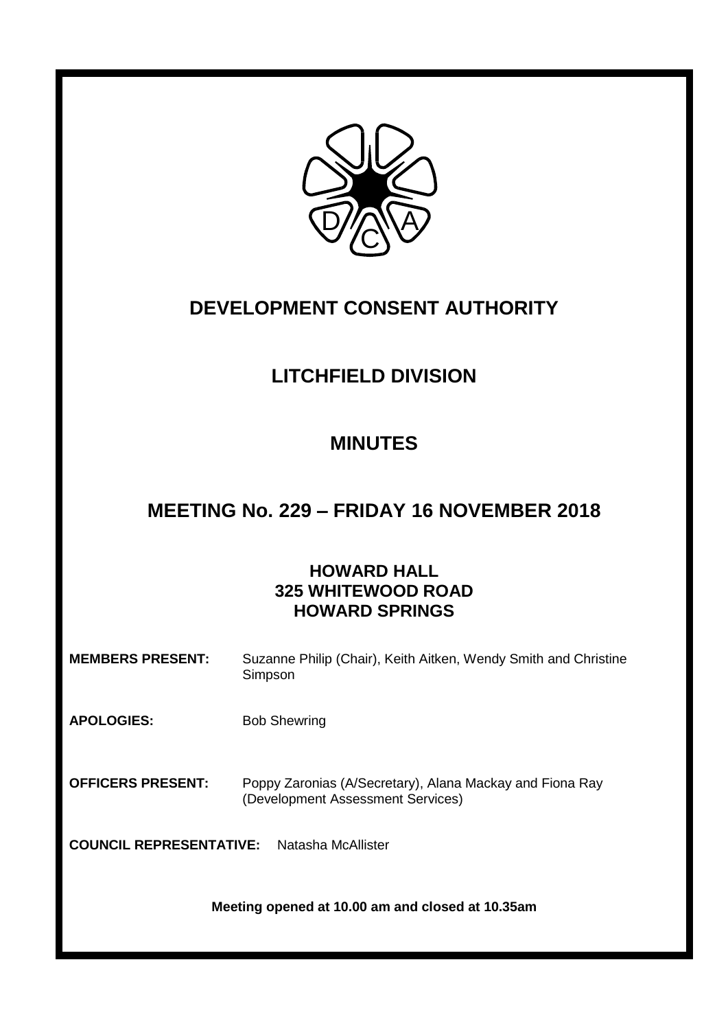# DEVELOPMENT CONSENT AUTHORITY

## LITCHFIELD DIVISION

## MINUTES

## MEETING No. 229 – FRIDAY 16 NOVEMBER 2018

### HOWARD HALL
### 325 WHITEWOOD ROAD
### HOWARD SPRINGS

**MEMBERS PRESENT:** Suzanne Philip (Chair), Keith Aitken, Wendy Smith and Christine Simpson

**APOLOGIES:** Bob Shewring

**OFFICERS PRESENT:** Poppy Zaronias (A/Secretary), Alana Mackay and Fiona Ray (Development Assessment Services)

**COUNCIL REPRESENTATIVE:** Natasha McAllister

**Meeting opened at 10.00 am and closed at 10.35am**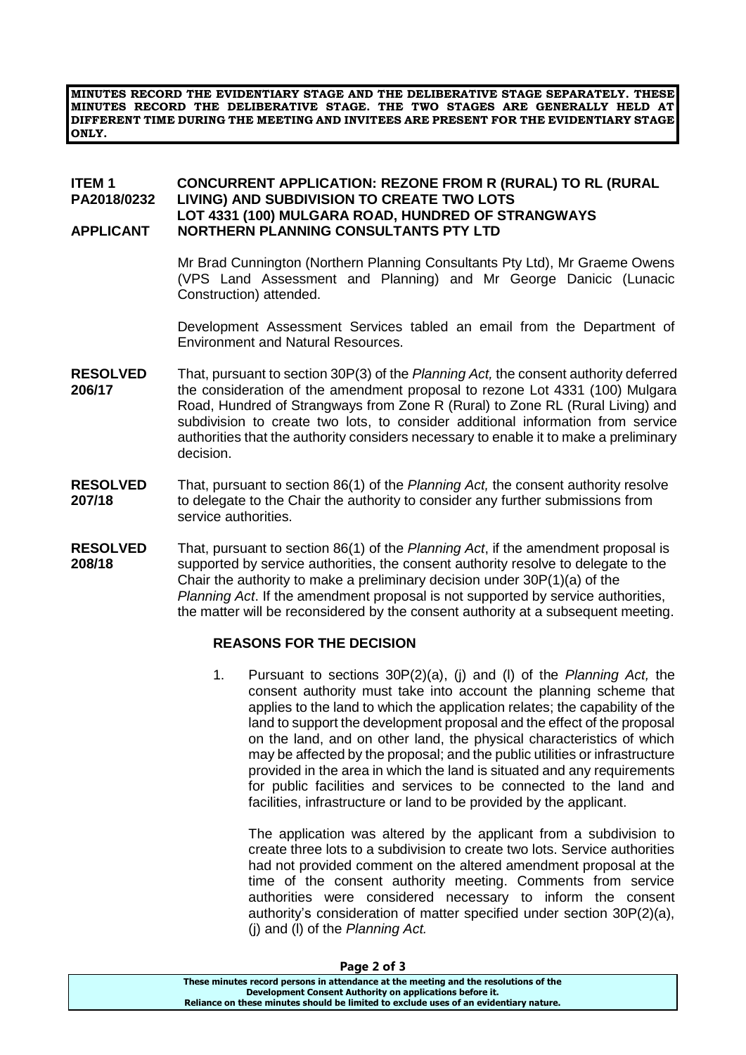**MINUTES RECORD THE EVIDENTIARY STAGE AND THE DELIBERATIVE STAGE SEPARATELY. THESE MINUTES RECORD THE DELIBERATIVE STAGE. THE TWO STAGES ARE GENERALLY HELD AT DIFFERENT TIME DURING THE MEETING AND INVITEES ARE PRESENT FOR THE EVIDENTIARY STAGE ONLY.**

**ITEM 1** **CONCURRENT APPLICATION: REZONE FROM R (RURAL) TO RL (RURAL LIVING) AND SUBDIVISION TO CREATE TWO LOTS**
**PA2018/0232** **LOT 4331 (100) MULGARA ROAD, HUNDRED OF STRANGWAYS**
**APPLICANT** **NORTHERN PLANNING CONSULTANTS PTY LTD**

Mr Brad Cunnington (Northern Planning Consultants Pty Ltd), Mr Graeme Owens (VPS Land Assessment and Planning) and Mr George Danicic (Lunacic Construction) attended.

Development Assessment Services tabled an email from the Department of Environment and Natural Resources.

**RESOLVED 206/17** That, pursuant to section 30P(3) of the *Planning Act,* the consent authority deferred the consideration of the amendment proposal to rezone Lot 4331 (100) Mulgara Road, Hundred of Strangways from Zone R (Rural) to Zone RL (Rural Living) and subdivision to create two lots, to consider additional information from service authorities that the authority considers necessary to enable it to make a preliminary decision.

**RESOLVED 207/18** That, pursuant to section 86(1) of the *Planning Act,* the consent authority resolve to delegate to the Chair the authority to consider any further submissions from service authorities.

**RESOLVED 208/18** That, pursuant to section 86(1) of the *Planning Act*, if the amendment proposal is supported by service authorities, the consent authority resolve to delegate to the Chair the authority to make a preliminary decision under 30P(1)(a) of the *Planning Act*. If the amendment proposal is not supported by service authorities, the matter will be reconsidered by the consent authority at a subsequent meeting.

**REASONS FOR THE DECISION**

1. Pursuant to sections 30P(2)(a), (j) and (l) of the *Planning Act,* the consent authority must take into account the planning scheme that applies to the land to which the application relates; the capability of the land to support the development proposal and the effect of the proposal on the land, and on other land, the physical characteristics of which may be affected by the proposal; and the public utilities or infrastructure provided in the area in which the land is situated and any requirements for public facilities and services to be connected to the land and facilities, infrastructure or land to be provided by the applicant.

   The application was altered by the applicant from a subdivision to create three lots to a subdivision to create two lots. Service authorities had not provided comment on the altered amendment proposal at the time of the consent authority meeting. Comments from service authorities were considered necessary to inform the consent authority's consideration of matter specified under section 30P(2)(a), (j) and (l) of the *Planning Act.*

**These minutes record persons in attendance at the meeting and the resolutions of the Development Consent Authority on applications before it. Reliance on these minutes should be limited to exclude uses of an evidentiary nature.**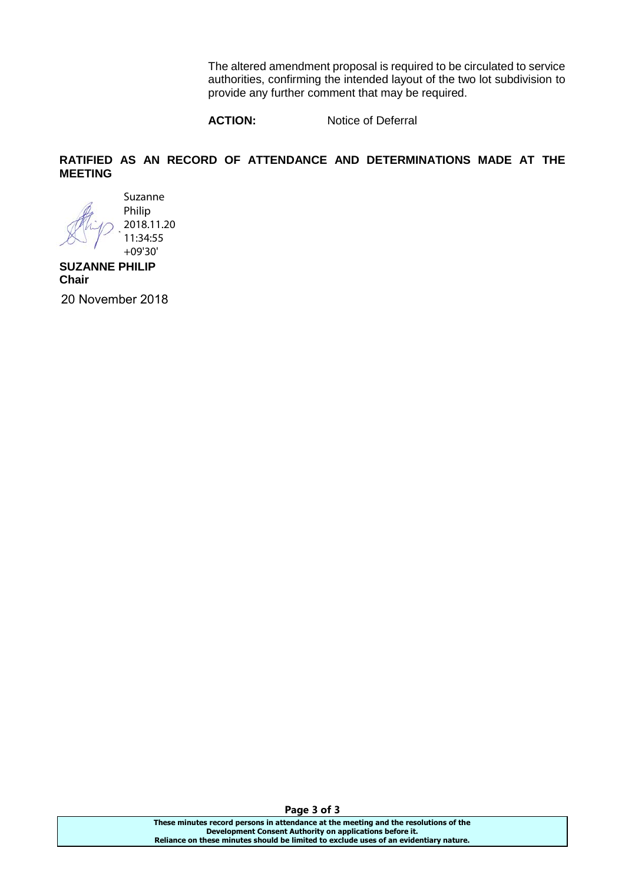The altered amendment proposal is required to be circulated to service authorities, confirming the intended layout of the two lot subdivision to provide any further comment that may be required.

**ACTION:** Notice of Deferral

**RATIFIED AS AN RECORD OF ATTENDANCE AND DETERMINATIONS MADE AT THE MEETING**

Suzanne Philip
2018.11.20
11:34:55
+09'30'

**SUZANNE PHILIP**
**Chair**

20 November 2018

**These minutes record persons in attendance at the meeting and the resolutions of the Development Consent Authority on applications before it.**
**Reliance on these minutes should be limited to exclude uses of an evidentiary nature.**